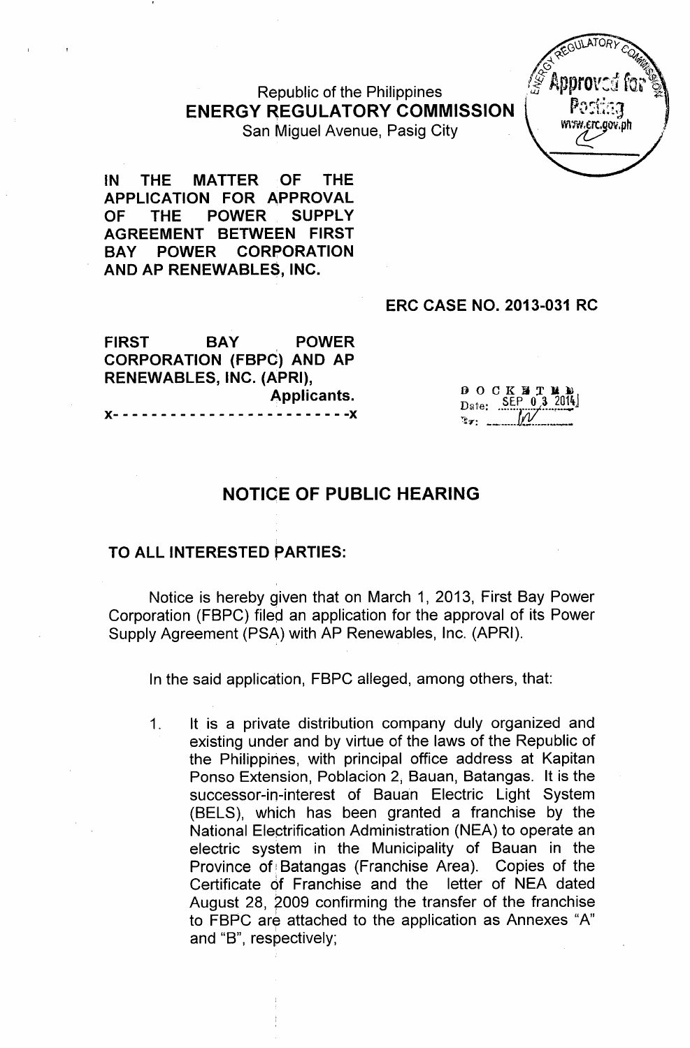Republic of the Philippines
**ENERGY REGULATORY COMMISSION**
San Miguel Avenue, Pasig City

ENERGY REGULATORY COMMISSION
Approved for Posting
www.erc.gov.ph

**IN THE MATTER OF THE APPLICATION FOR APPROVAL OF THE POWER SUPPLY AGREEMENT BETWEEN FIRST BAY POWER CORPORATION AND AP RENEWABLES, INC.**

**ERC CASE NO. 2013-031 RC**

**FIRST BAY POWER CORPORATION (FBPC) AND AP RENEWABLES, INC. (APRI),**
**Applicants.**
**x- - - - - - - - - - - - - - - - - - - - - - - -x**

DOCKETED
Date: SEP 03 2014
By:

## NOTICE OF PUBLIC HEARING

**TO ALL INTERESTED PARTIES:**

Notice is hereby given that on March 1, 2013, First Bay Power Corporation (FBPC) filed an application for the approval of its Power Supply Agreement (PSA) with AP Renewables, Inc. (APRI).

In the said application, FBPC alleged, among others, that:

1. It is a private distribution company duly organized and existing under and by virtue of the laws of the Republic of the Philippines, with principal office address at Kapitan Ponso Extension, Poblacion 2, Bauan, Batangas. It is the successor-in-interest of Bauan Electric Light System (BELS), which has been granted a franchise by the National Electrification Administration (NEA) to operate an electric system in the Municipality of Bauan in the Province of Batangas (Franchise Area). Copies of the Certificate of Franchise and the letter of NEA dated August 28, 2009 confirming the transfer of the franchise to FBPC are attached to the application as Annexes "A" and "B", respectively;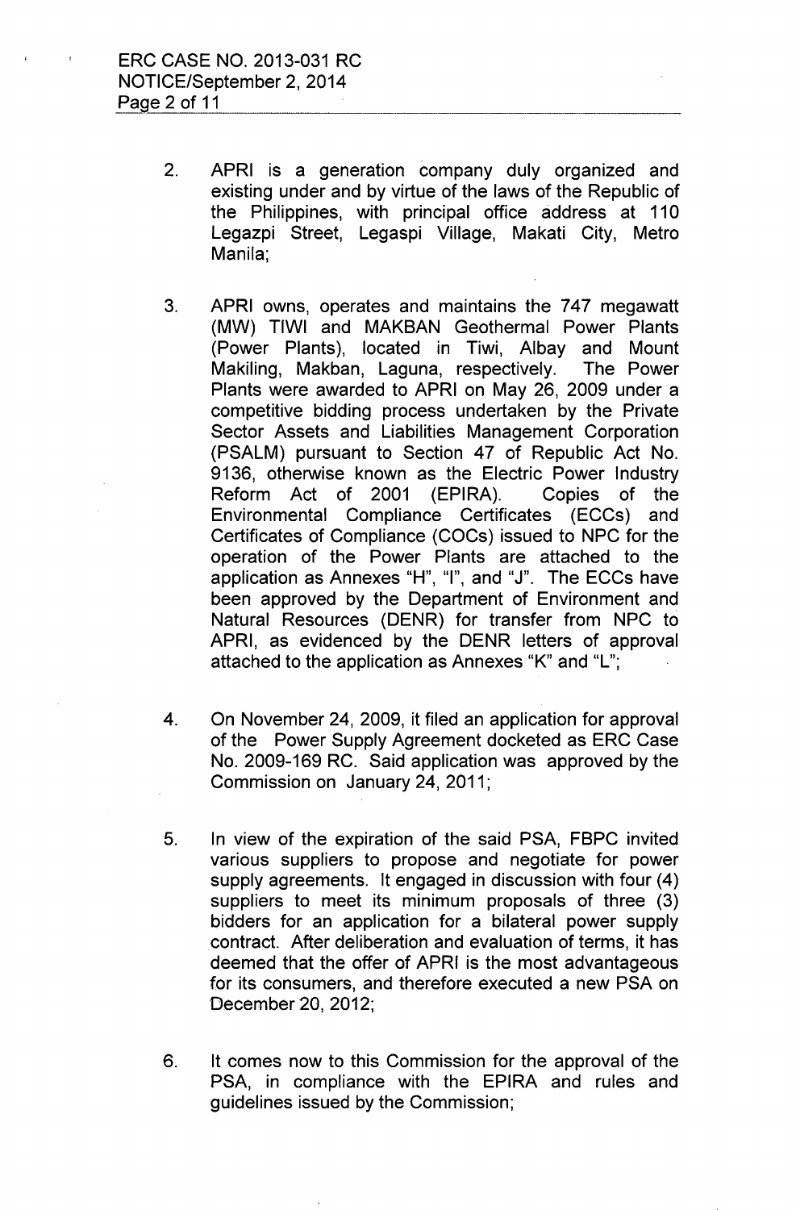2. APRI is a generation company duly organized and existing under and by virtue of the laws of the Republic of the Philippines, with principal office address at 110 Legazpi Street, Legaspi Village, Makati City, Metro Manila;

3. APRI owns, operates and maintains the 747 megawatt (MW) TIWI and MAKBAN Geothermal Power Plants (Power Plants), located in Tiwi, Albay and Mount Makiling, Makban, Laguna, respectively. The Power Plants were awarded to APRI on May 26, 2009 under a competitive bidding process undertaken by the Private Sector Assets and Liabilities Management Corporation (PSALM) pursuant to Section 47 of Republic Act No. 9136, otherwise known as the Electric Power Industry Reform Act of 2001 (EPIRA). Copies of the Environmental Compliance Certificates (ECCs) and Certificates of Compliance (COCs) issued to NPC for the operation of the Power Plants are attached to the application as Annexes "H", "I", and "J". The ECCs have been approved by the Department of Environment and Natural Resources (DENR) for transfer from NPC to APRI, as evidenced by the DENR letters of approval attached to the application as Annexes "K" and "L";

4. On November 24, 2009, it filed an application for approval of the Power Supply Agreement docketed as ERC Case No. 2009-169 RC. Said application was approved by the Commission on January 24, 2011;

5. In view of the expiration of the said PSA, FBPC invited various suppliers to propose and negotiate for power supply agreements. It engaged in discussion with four (4) suppliers to meet its minimum proposals of three (3) bidders for an application for a bilateral power supply contract. After deliberation and evaluation of terms, it has deemed that the offer of APRI is the most advantageous for its consumers, and therefore executed a new PSA on December 20, 2012;

6. It comes now to this Commission for the approval of the PSA, in compliance with the EPIRA and rules and guidelines issued by the Commission;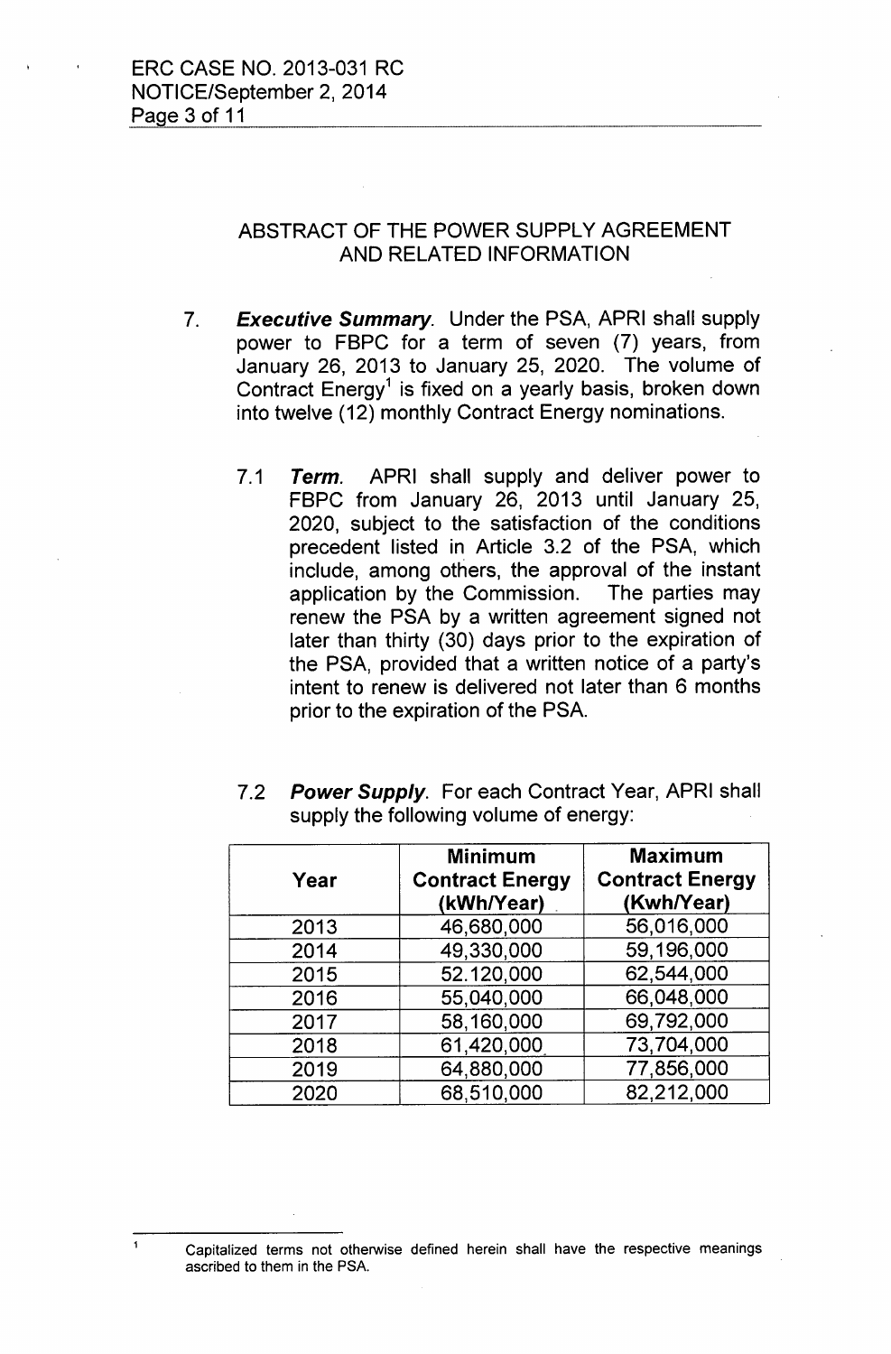## ABSTRACT OF THE POWER SUPPLY AGREEMENT AND RELATED INFORMATION

7. ***Executive Summary***. Under the PSA, APRI shall supply power to FBPC for a term of seven (7) years, from January 26, 2013 to January 25, 2020. The volume of Contract Energy[1] is fixed on a yearly basis, broken down into twelve (12) monthly Contract Energy nominations.

   7.1 ***Term***. APRI shall supply and deliver power to FBPC from January 26, 2013 until January 25, 2020, subject to the satisfaction of the conditions precedent listed in Article 3.2 of the PSA, which include, among others, the approval of the instant application by the Commission. The parties may renew the PSA by a written agreement signed not later than thirty (30) days prior to the expiration of the PSA, provided that a written notice of a party's intent to renew is delivered not later than 6 months prior to the expiration of the PSA.

   7.2 ***Power Supply***. For each Contract Year, APRI shall supply the following volume of energy:

| Year | Minimum Contract Energy (kWh/Year) | Maximum Contract Energy (Kwh/Year) |
|---|---|---|
| 2013 | 46,680,000 | 56,016,000 |
| 2014 | 49,330,000 | 59,196,000 |
| 2015 | 52.120,000 | 62,544,000 |
| 2016 | 55,040,000 | 66,048,000 |
| 2017 | 58,160,000 | 69,792,000 |
| 2018 | 61,420,000 | 73,704,000 |
| 2019 | 64,880,000 | 77,856,000 |
| 2020 | 68,510,000 | 82,212,000 |

---

[1] Capitalized terms not otherwise defined herein shall have the respective meanings ascribed to them in the PSA.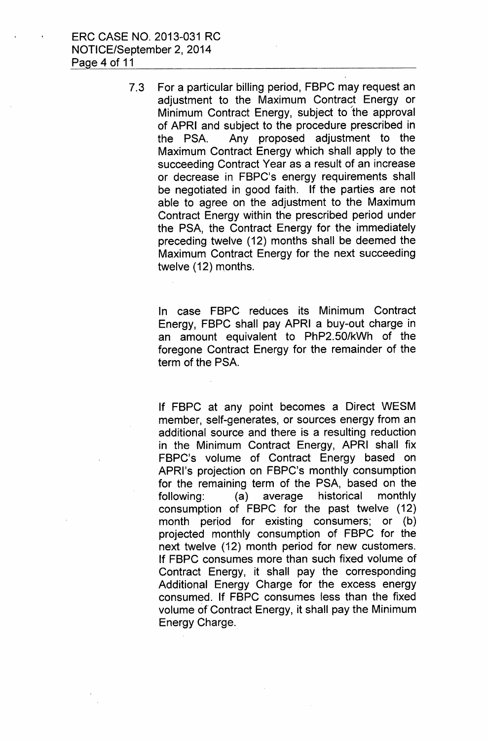7.3 For a particular billing period, FBPC may request an adjustment to the Maximum Contract Energy or Minimum Contract Energy, subject to the approval of APRI and subject to the procedure prescribed in the PSA. Any proposed adjustment to the Maximum Contract Energy which shall apply to the succeeding Contract Year as a result of an increase or decrease in FBPC's energy requirements shall be negotiated in good faith. If the parties are not able to agree on the adjustment to the Maximum Contract Energy within the prescribed period under the PSA, the Contract Energy for the immediately preceding twelve (12) months shall be deemed the Maximum Contract Energy for the next succeeding twelve (12) months.

In case FBPC reduces its Minimum Contract Energy, FBPC shall pay APRI a buy-out charge in an amount equivalent to PhP2.50/kWh of the foregone Contract Energy for the remainder of the term of the PSA.

If FBPC at any point becomes a Direct WESM member, self-generates, or sources energy from an additional source and there is a resulting reduction in the Minimum Contract Energy, APRI shall fix FBPC's volume of Contract Energy based on APRI's projection on FBPC's monthly consumption for the remaining term of the PSA, based on the following: (a) average historical monthly consumption of FBPC for the past twelve (12) month period for existing consumers; or (b) projected monthly consumption of FBPC for the next twelve (12) month period for new customers. If FBPC consumes more than such fixed volume of Contract Energy, it shall pay the corresponding Additional Energy Charge for the excess energy consumed. If FBPC consumes less than the fixed volume of Contract Energy, it shall pay the Minimum Energy Charge.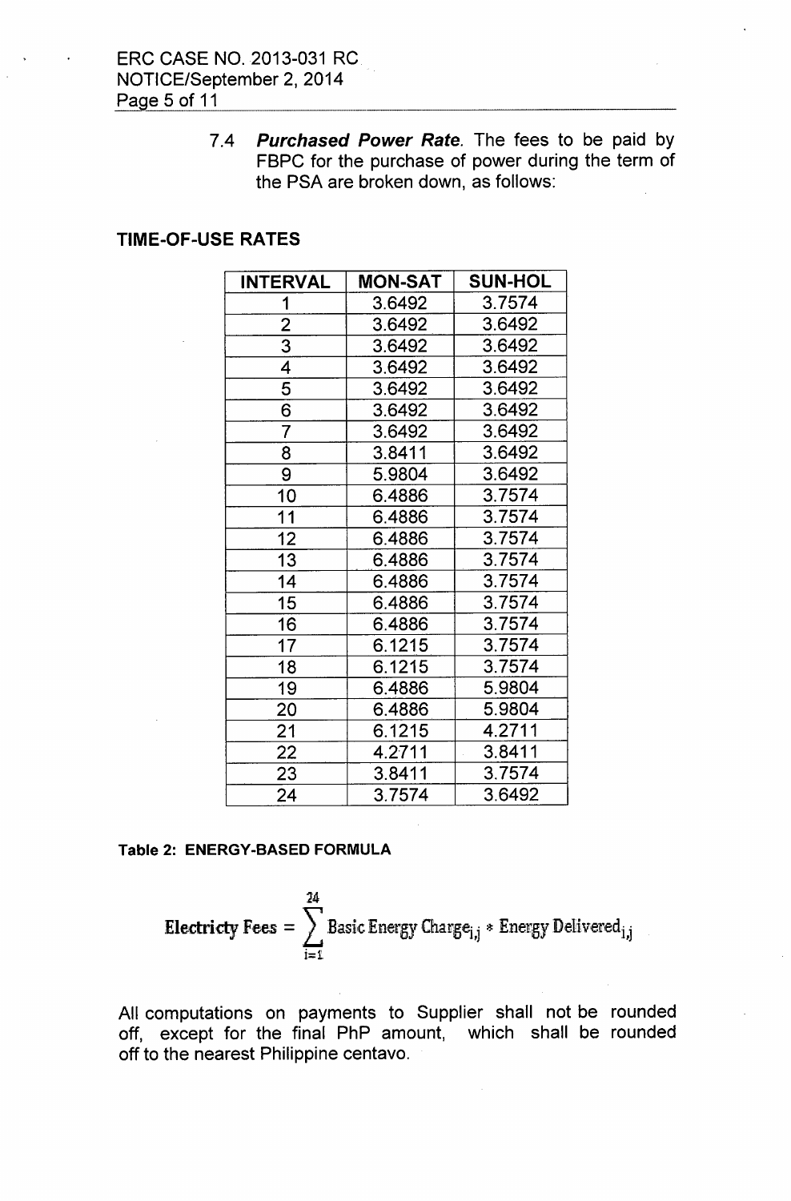7.4 ***Purchased Power Rate***. The fees to be paid by FBPC for the purchase of power during the term of the PSA are broken down, as follows:

**TIME-OF-USE RATES**

| INTERVAL | MON-SAT | SUN-HOL |
|---|---|---|
| 1 | 3.6492 | 3.7574 |
| 2 | 3.6492 | 3.6492 |
| 3 | 3.6492 | 3.6492 |
| 4 | 3.6492 | 3.6492 |
| 5 | 3.6492 | 3.6492 |
| 6 | 3.6492 | 3.6492 |
| 7 | 3.6492 | 3.6492 |
| 8 | 3.8411 | 3.6492 |
| 9 | 5.9804 | 3.6492 |
| 10 | 6.4886 | 3.7574 |
| 11 | 6.4886 | 3.7574 |
| 12 | 6.4886 | 3.7574 |
| 13 | 6.4886 | 3.7574 |
| 14 | 6.4886 | 3.7574 |
| 15 | 6.4886 | 3.7574 |
| 16 | 6.4886 | 3.7574 |
| 17 | 6.1215 | 3.7574 |
| 18 | 6.1215 | 3.7574 |
| 19 | 6.4886 | 5.9804 |
| 20 | 6.4886 | 5.9804 |
| 21 | 6.1215 | 4.2711 |
| 22 | 4.2711 | 3.8411 |
| 23 | 3.8411 | 3.7574 |
| 24 | 3.7574 | 3.6492 |

**Table 2: ENERGY-BASED FORMULA**

$$\textbf{Electricty Fees} = \sum_{i=1}^{24} \text{Basic Energy Charge}_{i,j} * \text{Energy Delivered}_{i,j}$$

All computations on payments to Supplier shall not be rounded off, except for the final PhP amount, which shall be rounded off to the nearest Philippine centavo.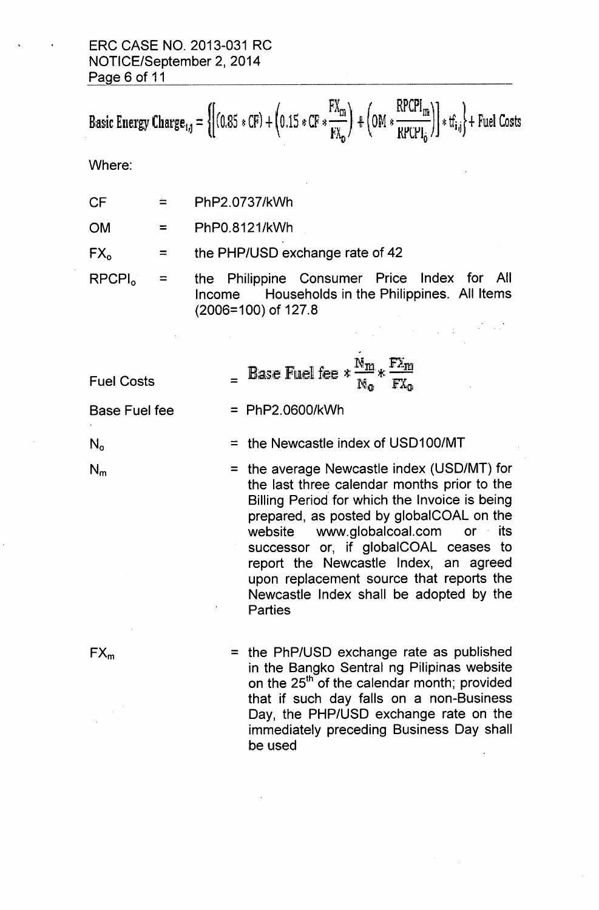$$\text{Basic Energy Charge}_{i,j} = \left\{\left[(0.85 * CF) + \left(0.15 * CF * \frac{FX_m}{FX_0}\right) + \left(OM * \frac{RPCPI_m}{RPCPI_0}\right)\right] * tf_{i,j}\right\} + \text{Fuel Costs}$$

Where:

| | | |
|---|---|---|
| CF | = | PhP2.0737/kWh |
| OM | = | PhP0.8121/kWh |
| $FX_o$ | = | the PHP/USD exchange rate of 42 |
| $RPCPI_o$ | = | the Philippine Consumer Price Index for All Income Households in the Philippines. All Items (2006=100) of 127.8 |

Fuel Costs $= \text{Base Fuel fee} * \frac{N_m}{N_0} * \frac{FX_m}{FX_0}$

Base Fuel fee = PhP2.0600/kWh

$N_o$ = the Newcastle index of USD100/MT

$N_m$ = the average Newcastle index (USD/MT) for the last three calendar months prior to the Billing Period for which the Invoice is being prepared, as posted by globalCOAL on the website www.globalcoal.com or its successor or, if globalCOAL ceases to report the Newcastle Index, an agreed upon replacement source that reports the Newcastle Index shall be adopted by the Parties

$FX_m$ = the PhP/USD exchange rate as published in the Bangko Sentral ng Pilipinas website on the 25th of the calendar month; provided that if such day falls on a non-Business Day, the PHP/USD exchange rate on the immediately preceding Business Day shall be used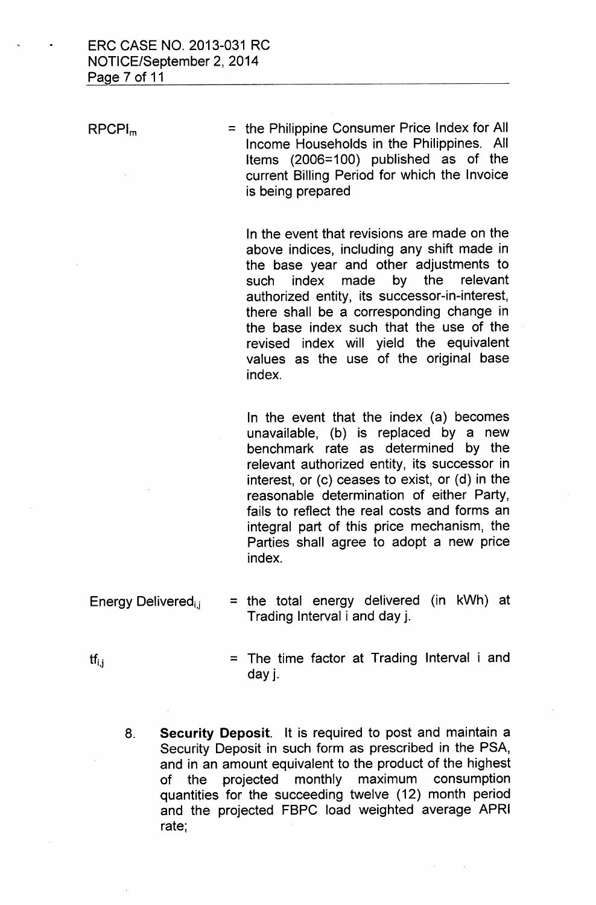$RPCPI_m$ = the Philippine Consumer Price Index for All Income Households in the Philippines. All Items (2006=100) published as of the current Billing Period for which the Invoice is being prepared

In the event that revisions are made on the above indices, including any shift made in the base year and other adjustments to such index made by the relevant authorized entity, its successor-in-interest, there shall be a corresponding change in the base index such that the use of the revised index will yield the equivalent values as the use of the original base index.

In the event that the index (a) becomes unavailable, (b) is replaced by a new benchmark rate as determined by the relevant authorized entity, its successor in interest, or (c) ceases to exist, or (d) in the reasonable determination of either Party, fails to reflect the real costs and forms an integral part of this price mechanism, the Parties shall agree to adopt a new price index.

$Energy\ Delivered_{i,j}$ = the total energy delivered (in kWh) at Trading Interval i and day j.

$tf_{i,j}$ = The time factor at Trading Interval i and day j.

8. **Security Deposit**. It is required to post and maintain a Security Deposit in such form as prescribed in the PSA, and in an amount equivalent to the product of the highest of the projected monthly maximum consumption quantities for the succeeding twelve (12) month period and the projected FBPC load weighted average APRI rate;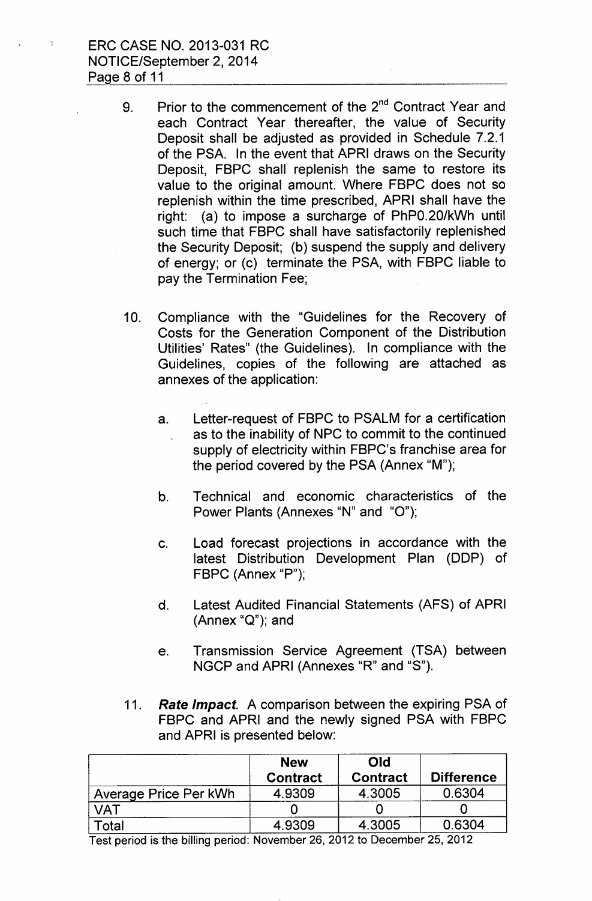9. Prior to the commencement of the 2nd Contract Year and each Contract Year thereafter, the value of Security Deposit shall be adjusted as provided in Schedule 7.2.1 of the PSA. In the event that APRI draws on the Security Deposit, FBPC shall replenish the same to restore its value to the original amount. Where FBPC does not so replenish within the time prescribed, APRI shall have the right: (a) to impose a surcharge of PhP0.20/kWh until such time that FBPC shall have satisfactorily replenished the Security Deposit; (b) suspend the supply and delivery of energy; or (c) terminate the PSA, with FBPC liable to pay the Termination Fee;

10. Compliance with the "Guidelines for the Recovery of Costs for the Generation Component of the Distribution Utilities' Rates" (the Guidelines). In compliance with the Guidelines, copies of the following are attached as annexes of the application:

    a. Letter-request of FBPC to PSALM for a certification as to the inability of NPC to commit to the continued supply of electricity within FBPC's franchise area for the period covered by the PSA (Annex "M");

    b. Technical and economic characteristics of the Power Plants (Annexes "N" and "O");

    c. Load forecast projections in accordance with the latest Distribution Development Plan (DDP) of FBPC (Annex "P");

    d. Latest Audited Financial Statements (AFS) of APRI (Annex "Q"); and

    e. Transmission Service Agreement (TSA) between NGCP and APRI (Annexes "R" and "S").

11. ***Rate Impact.*** A comparison between the expiring PSA of FBPC and APRI and the newly signed PSA with FBPC and APRI is presented below:

| | New Contract | Old Contract | Difference |
|---|---|---|---|
| Average Price Per kWh | 4.9309 | 4.3005 | 0.6304 |
| VAT | 0 | 0 | 0 |
| Total | 4.9309 | 4.3005 | 0.6304 |

Test period is the billing period: November 26, 2012 to December 25, 2012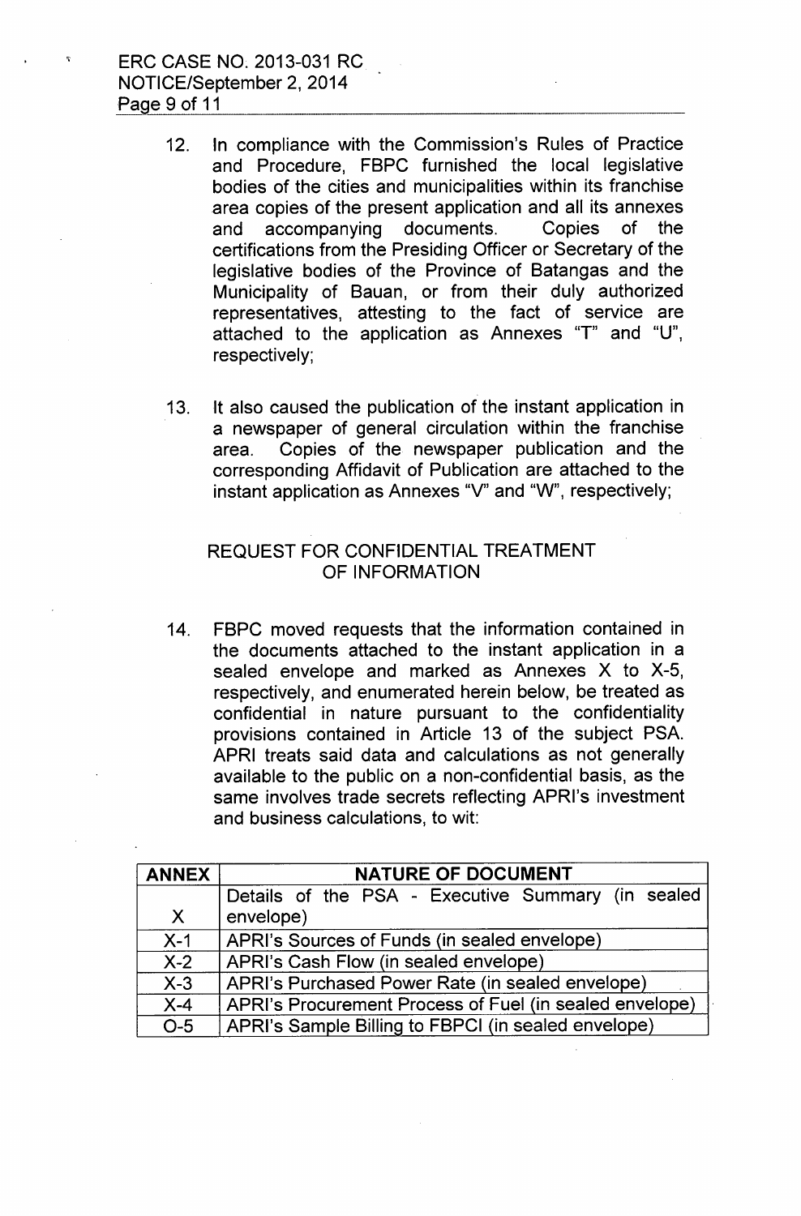12. In compliance with the Commission's Rules of Practice and Procedure, FBPC furnished the local legislative bodies of the cities and municipalities within its franchise area copies of the present application and all its annexes and accompanying documents. Copies of the certifications from the Presiding Officer or Secretary of the legislative bodies of the Province of Batangas and the Municipality of Bauan, or from their duly authorized representatives, attesting to the fact of service are attached to the application as Annexes "T" and "U", respectively;

13. It also caused the publication of the instant application in a newspaper of general circulation within the franchise area. Copies of the newspaper publication and the corresponding Affidavit of Publication are attached to the instant application as Annexes "V" and "W", respectively;

## REQUEST FOR CONFIDENTIAL TREATMENT OF INFORMATION

14. FBPC moved requests that the information contained in the documents attached to the instant application in a sealed envelope and marked as Annexes X to X-5, respectively, and enumerated herein below, be treated as confidential in nature pursuant to the confidentiality provisions contained in Article 13 of the subject PSA. APRI treats said data and calculations as not generally available to the public on a non-confidential basis, as the same involves trade secrets reflecting APRI's investment and business calculations, to wit:

| ANNEX | NATURE OF DOCUMENT |
|---|---|
| X | Details of the PSA - Executive Summary (in sealed envelope) |
| X-1 | APRI's Sources of Funds (in sealed envelope) |
| X-2 | APRI's Cash Flow (in sealed envelope) |
| X-3 | APRI's Purchased Power Rate (in sealed envelope) |
| X-4 | APRI's Procurement Process of Fuel (in sealed envelope) |
| O-5 | APRI's Sample Billing to FBPCI (in sealed envelope) |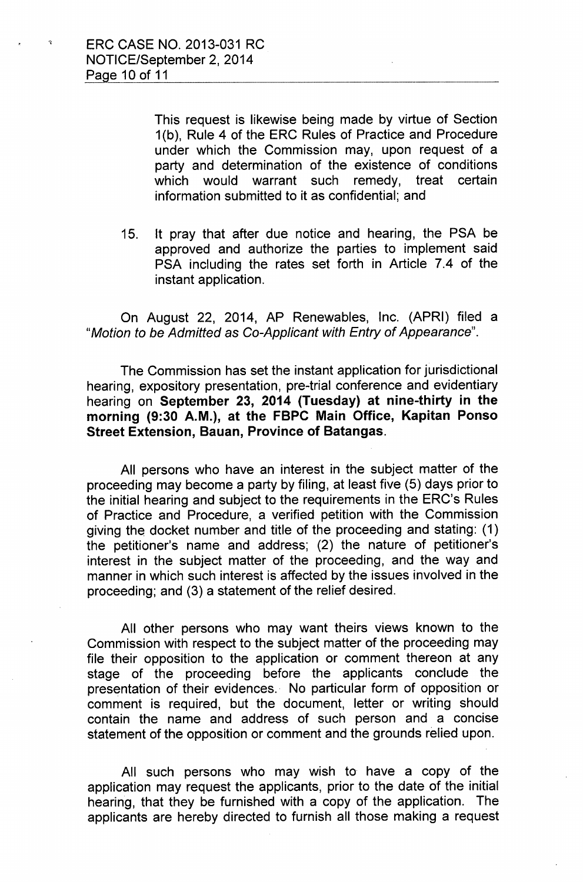This request is likewise being made by virtue of Section 1(b), Rule 4 of the ERC Rules of Practice and Procedure under which the Commission may, upon request of a party and determination of the existence of conditions which would warrant such remedy, treat certain information submitted to it as confidential; and

15. It pray that after due notice and hearing, the PSA be approved and authorize the parties to implement said PSA including the rates set forth in Article 7.4 of the instant application.

On August 22, 2014, AP Renewables, Inc. (APRI) filed a "*Motion to be Admitted as Co-Applicant with Entry of Appearance*".

The Commission has set the instant application for jurisdictional hearing, expository presentation, pre-trial conference and evidentiary hearing on **September 23, 2014 (Tuesday) at nine-thirty in the morning (9:30 A.M.), at the FBPC Main Office, Kapitan Ponso Street Extension, Bauan, Province of Batangas.**

All persons who have an interest in the subject matter of the proceeding may become a party by filing, at least five (5) days prior to the initial hearing and subject to the requirements in the ERC's Rules of Practice and Procedure, a verified petition with the Commission giving the docket number and title of the proceeding and stating: (1) the petitioner's name and address; (2) the nature of petitioner's interest in the subject matter of the proceeding, and the way and manner in which such interest is affected by the issues involved in the proceeding; and (3) a statement of the relief desired.

All other persons who may want theirs views known to the Commission with respect to the subject matter of the proceeding may file their opposition to the application or comment thereon at any stage of the proceeding before the applicants conclude the presentation of their evidences. No particular form of opposition or comment is required, but the document, letter or writing should contain the name and address of such person and a concise statement of the opposition or comment and the grounds relied upon.

All such persons who may wish to have a copy of the application may request the applicants, prior to the date of the initial hearing, that they be furnished with a copy of the application. The applicants are hereby directed to furnish all those making a request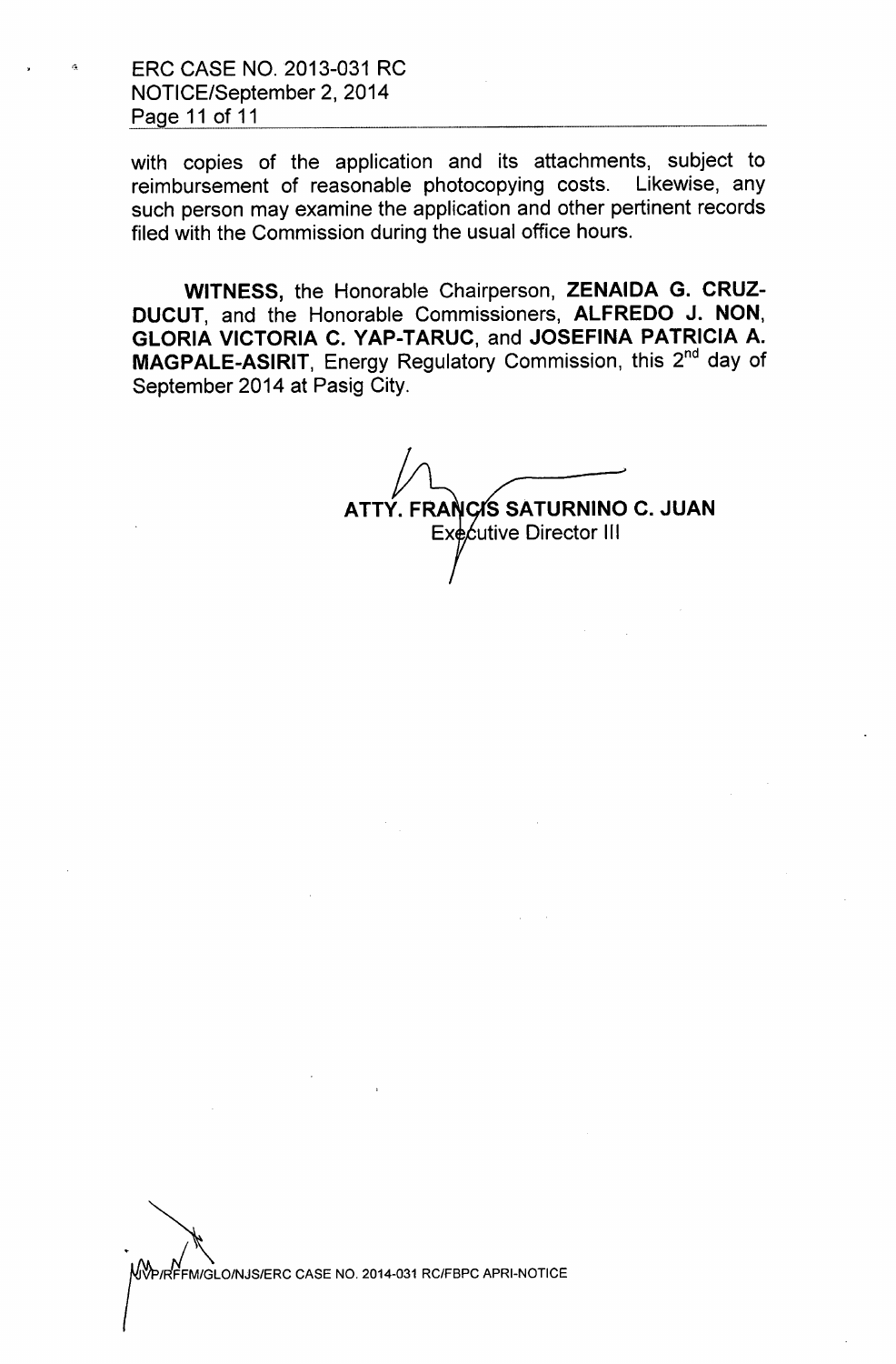with copies of the application and its attachments, subject to reimbursement of reasonable photocopying costs. Likewise, any such person may examine the application and other pertinent records filed with the Commission during the usual office hours.

**WITNESS,** the Honorable Chairperson, **ZENAIDA G. CRUZ-DUCUT**, and the Honorable Commissioners, **ALFREDO J. NON**, **GLORIA VICTORIA C. YAP-TARUC**, and **JOSEFINA PATRICIA A. MAGPALE-ASIRIT**, Energy Regulatory Commission, this 2nd day of September 2014 at Pasig City.

ATTY. FRANCIS SATURNINO C. JUAN
Executive Director III

JVP/RFFM/GLO/NJS/ERC CASE NO. 2014-031 RC/FBPC APRI-NOTICE